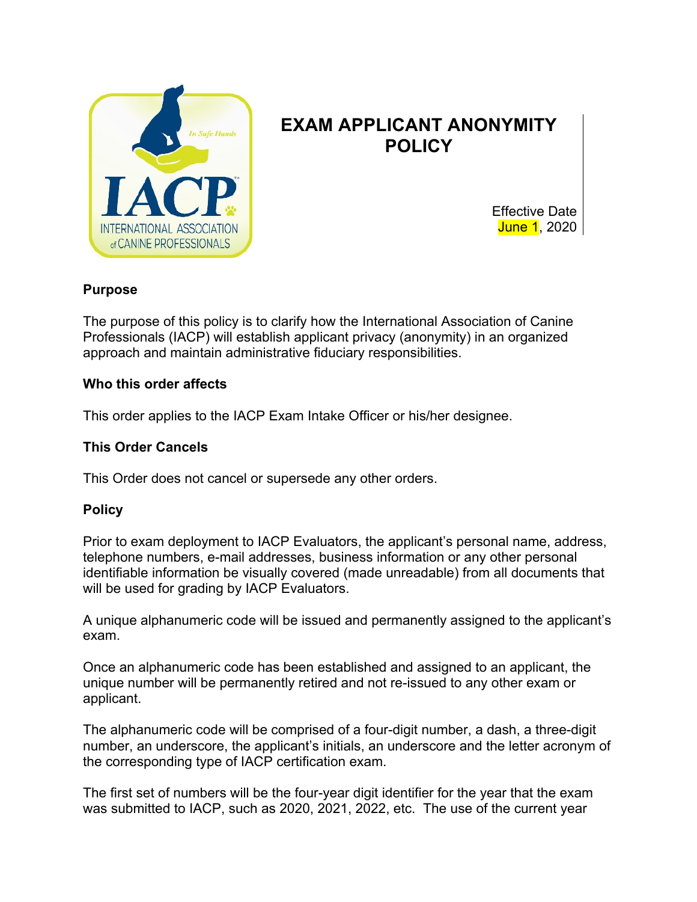# EXAM APPLICANT ANONYMITY POLICY

Effective Date
June 1, 2020

## Purpose

The purpose of this policy is to clarify how the International Association of Canine Professionals (IACP) will establish applicant privacy (anonymity) in an organized approach and maintain administrative fiduciary responsibilities.

## Who this order affects

This order applies to the IACP Exam Intake Officer or his/her designee.

## This Order Cancels

This Order does not cancel or supersede any other orders.

## Policy

Prior to exam deployment to IACP Evaluators, the applicant's personal name, address, telephone numbers, e-mail addresses, business information or any other personal identifiable information be visually covered (made unreadable) from all documents that will be used for grading by IACP Evaluators.

A unique alphanumeric code will be issued and permanently assigned to the applicant's exam.

Once an alphanumeric code has been established and assigned to an applicant, the unique number will be permanently retired and not re-issued to any other exam or applicant.

The alphanumeric code will be comprised of a four-digit number, a dash, a three-digit number, an underscore, the applicant's initials, an underscore and the letter acronym of the corresponding type of IACP certification exam.

The first set of numbers will be the four-year digit identifier for the year that the exam was submitted to IACP, such as 2020, 2021, 2022, etc. The use of the current year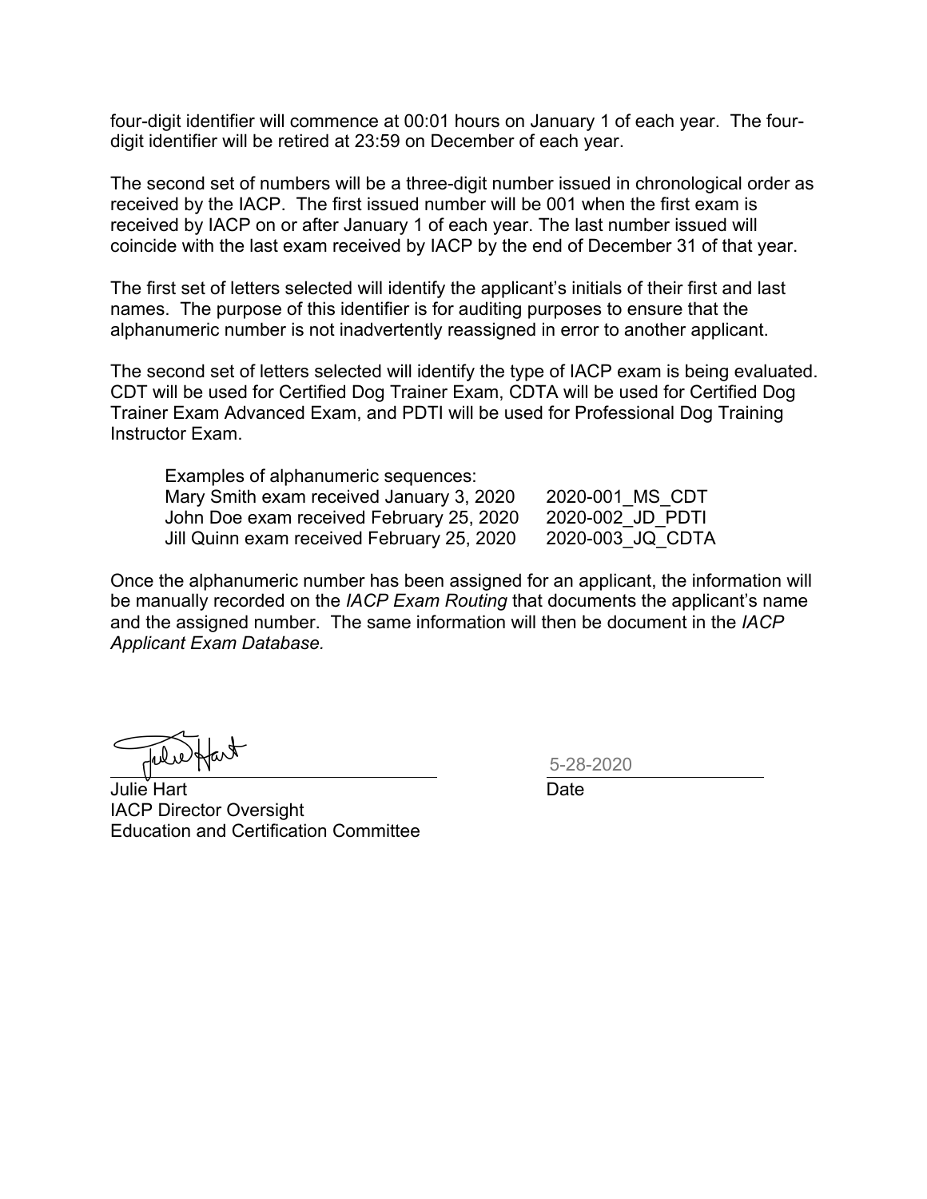four-digit identifier will commence at 00:01 hours on January 1 of each year. The four-digit identifier will be retired at 23:59 on December of each year.

The second set of numbers will be a three-digit number issued in chronological order as received by the IACP. The first issued number will be 001 when the first exam is received by IACP on or after January 1 of each year. The last number issued will coincide with the last exam received by IACP by the end of December 31 of that year.

The first set of letters selected will identify the applicant's initials of their first and last names. The purpose of this identifier is for auditing purposes to ensure that the alphanumeric number is not inadvertently reassigned in error to another applicant.

The second set of letters selected will identify the type of IACP exam is being evaluated. CDT will be used for Certified Dog Trainer Exam, CDTA will be used for Certified Dog Trainer Exam Advanced Exam, and PDTI will be used for Professional Dog Training Instructor Exam.

Examples of alphanumeric sequences:

| | |
|---|---|
| Mary Smith exam received January 3, 2020 | 2020-001_MS_CDT |
| John Doe exam received February 25, 2020 | 2020-002_JD_PDTI |
| Jill Quinn exam received February 25, 2020 | 2020-003_JQ_CDTA |

Once the alphanumeric number has been assigned for an applicant, the information will be manually recorded on the *IACP Exam Routing* that documents the applicant's name and the assigned number. The same information will then be document in the *IACP Applicant Exam Database.*

Julie Hart
IACP Director Oversight
Education and Certification Committee

5-28-2020
Date